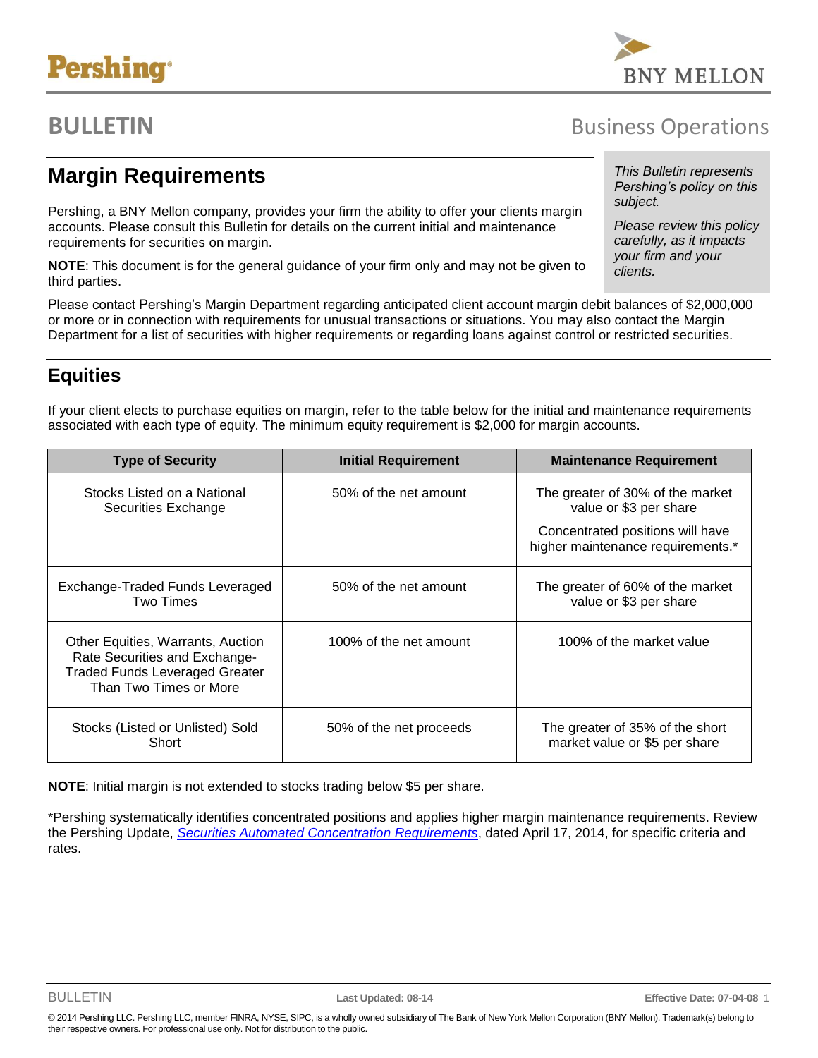# BULLETIN

Business Operations

## Margin Requirements

*This Bulletin represents Pershing's policy on this subject.*

*Please review this policy carefully, as it impacts your firm and your clients.*

Pershing, a BNY Mellon company, provides your firm the ability to offer your clients margin accounts. Please consult this Bulletin for details on the current initial and maintenance requirements for securities on margin.

**NOTE**: This document is for the general guidance of your firm only and may not be given to third parties.

Please contact Pershing's Margin Department regarding anticipated client account margin debit balances of $2,000,000 or more or in connection with requirements for unusual transactions or situations. You may also contact the Margin Department for a list of securities with higher requirements or regarding loans against control or restricted securities.

## Equities

If your client elects to purchase equities on margin, refer to the table below for the initial and maintenance requirements associated with each type of equity. The minimum equity requirement is $2,000 for margin accounts.

| Type of Security | Initial Requirement | Maintenance Requirement |
| --- | --- | --- |
| Stocks Listed on a National Securities Exchange | 50% of the net amount | The greater of 30% of the market value or $3 per share<br>Concentrated positions will have higher maintenance requirements.* |
| Exchange-Traded Funds Leveraged Two Times | 50% of the net amount | The greater of 60% of the market value or $3 per share |
| Other Equities, Warrants, Auction Rate Securities and Exchange-Traded Funds Leveraged Greater Than Two Times or More | 100% of the net amount | 100% of the market value |
| Stocks (Listed or Unlisted) Sold Short | 50% of the net proceeds | The greater of 35% of the short market value or $5 per share |

**NOTE**: Initial margin is not extended to stocks trading below $5 per share.

*Pershing systematically identifies concentrated positions and applies higher margin maintenance requirements. Review the Pershing Update, *Securities Automated Concentration Requirements*, dated April 17, 2014, for specific criteria and rates.

© 2014 Pershing LLC. Pershing LLC, member FINRA, NYSE, SIPC, is a wholly owned subsidiary of The Bank of New York Mellon Corporation (BNY Mellon). Trademark(s) belong to their respective owners. For professional use only. Not for distribution to the public.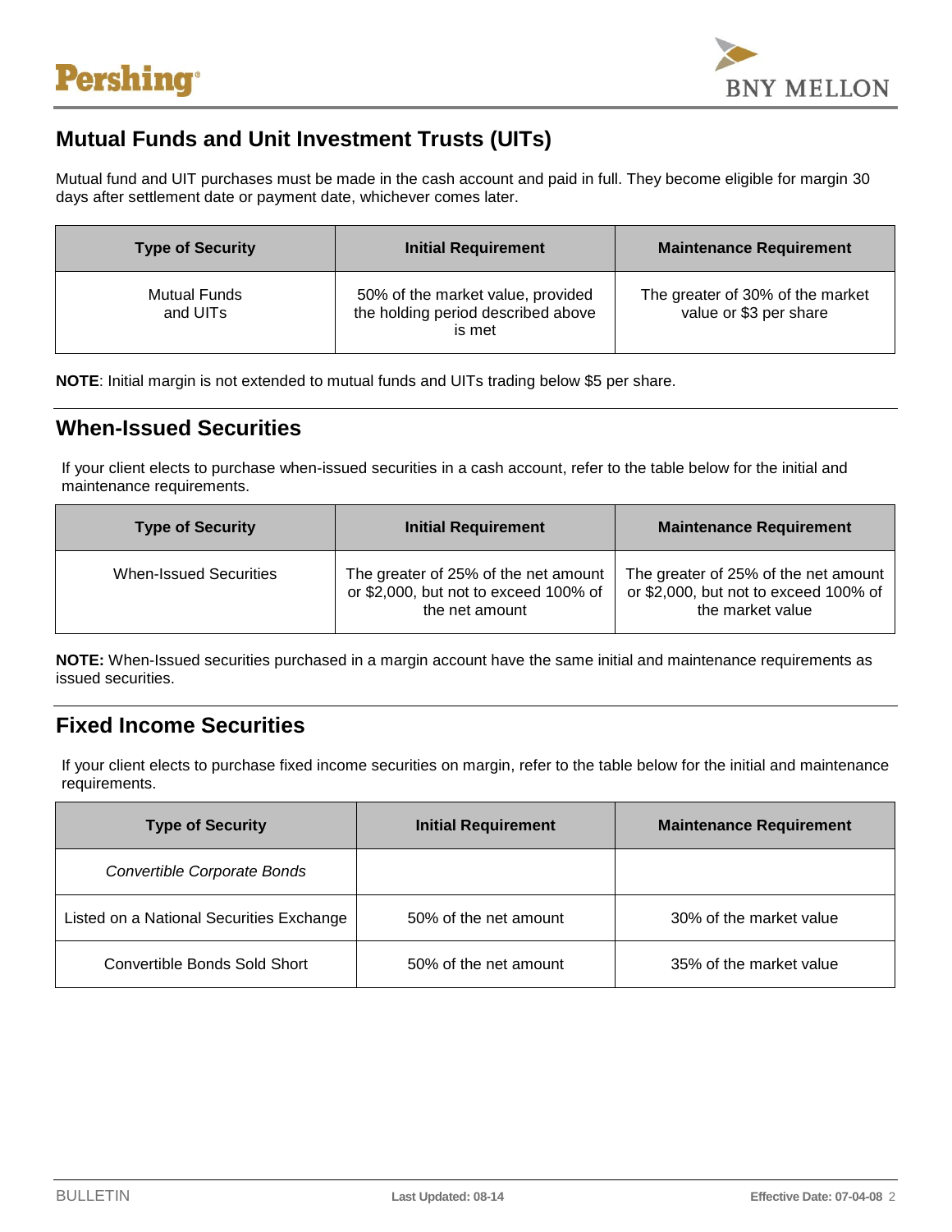## Mutual Funds and Unit Investment Trusts (UITs)

Mutual fund and UIT purchases must be made in the cash account and paid in full. They become eligible for margin 30 days after settlement date or payment date, whichever comes later.

| Type of Security | Initial Requirement | Maintenance Requirement |
|---|---|---|
| Mutual Funds and UITs | 50% of the market value, provided the holding period described above is met | The greater of 30% of the market value or $3 per share |

**NOTE**: Initial margin is not extended to mutual funds and UITs trading below $5 per share.

## When-Issued Securities

If your client elects to purchase when-issued securities in a cash account, refer to the table below for the initial and maintenance requirements.

| Type of Security | Initial Requirement | Maintenance Requirement |
|---|---|---|
| When-Issued Securities | The greater of 25% of the net amount or $2,000, but not to exceed 100% of the net amount | The greater of 25% of the net amount or $2,000, but not to exceed 100% of the market value |

**NOTE:** When-Issued securities purchased in a margin account have the same initial and maintenance requirements as issued securities.

## Fixed Income Securities

If your client elects to purchase fixed income securities on margin, refer to the table below for the initial and maintenance requirements.

| Type of Security | Initial Requirement | Maintenance Requirement |
|---|---|---|
| *Convertible Corporate Bonds* | | |
| Listed on a National Securities Exchange | 50% of the net amount | 30% of the market value |
| Convertible Bonds Sold Short | 50% of the net amount | 35% of the market value |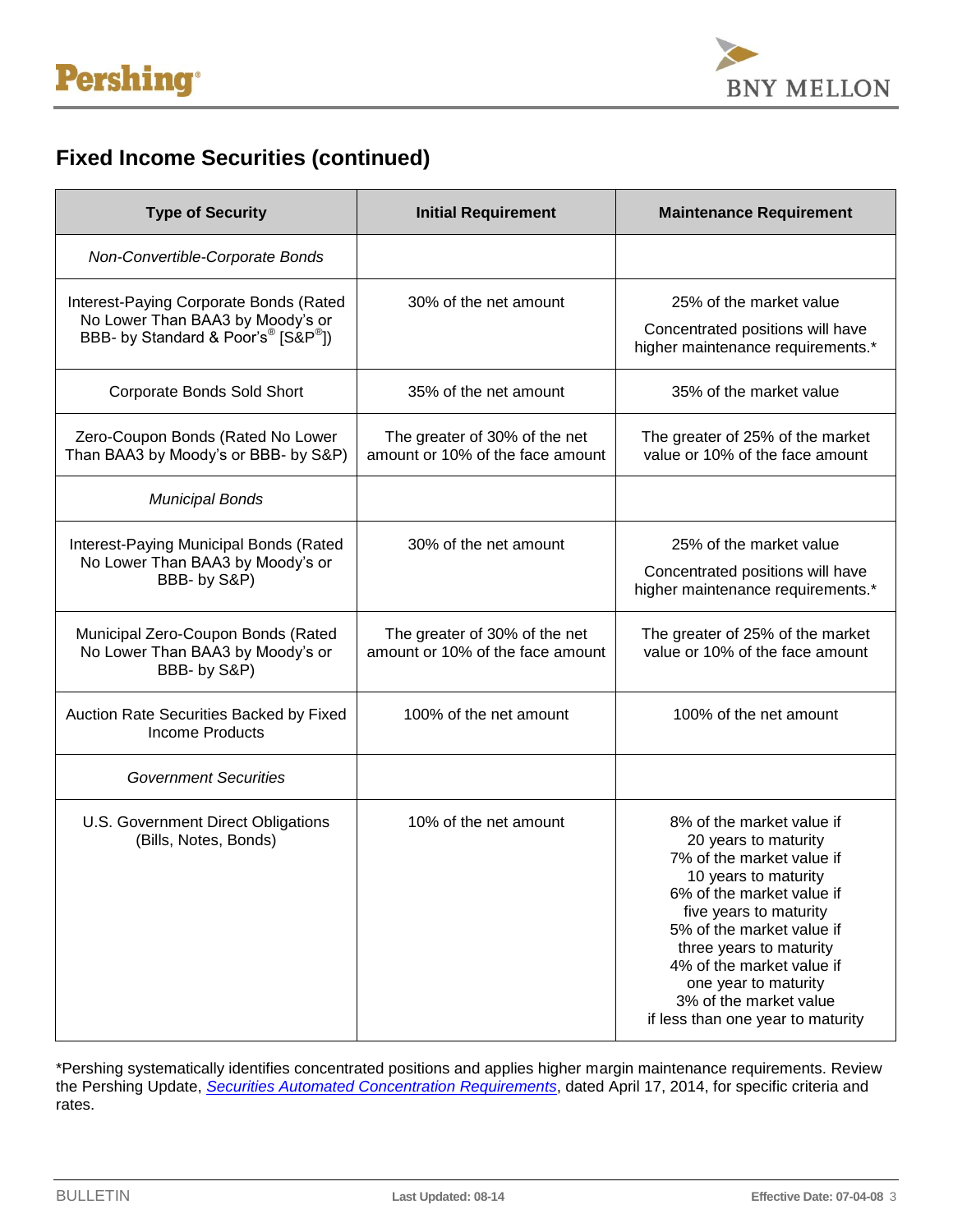## Fixed Income Securities (continued)

| Type of Security | Initial Requirement | Maintenance Requirement |
|---|---|---|
| *Non-Convertible-Corporate Bonds* | | |
| Interest-Paying Corporate Bonds (Rated No Lower Than BAA3 by Moody's or BBB- by Standard & Poor's® [S&P®]) | 30% of the net amount | 25% of the market value<br>Concentrated positions will have higher maintenance requirements.* |
| Corporate Bonds Sold Short | 35% of the net amount | 35% of the market value |
| Zero-Coupon Bonds (Rated No Lower Than BAA3 by Moody's or BBB- by S&P) | The greater of 30% of the net amount or 10% of the face amount | The greater of 25% of the market value or 10% of the face amount |
| *Municipal Bonds* | | |
| Interest-Paying Municipal Bonds (Rated No Lower Than BAA3 by Moody's or BBB- by S&P) | 30% of the net amount | 25% of the market value<br>Concentrated positions will have higher maintenance requirements.* |
| Municipal Zero-Coupon Bonds (Rated No Lower Than BAA3 by Moody's or BBB- by S&P) | The greater of 30% of the net amount or 10% of the face amount | The greater of 25% of the market value or 10% of the face amount |
| Auction Rate Securities Backed by Fixed Income Products | 100% of the net amount | 100% of the net amount |
| *Government Securities* | | |
| U.S. Government Direct Obligations (Bills, Notes, Bonds) | 10% of the net amount | 8% of the market value if 20 years to maturity<br>7% of the market value if 10 years to maturity<br>6% of the market value if five years to maturity<br>5% of the market value if three years to maturity<br>4% of the market value if one year to maturity<br>3% of the market value if less than one year to maturity |

*Pershing systematically identifies concentrated positions and applies higher margin maintenance requirements. Review the Pershing Update, *Securities Automated Concentration Requirements*, dated April 17, 2014, for specific criteria and rates.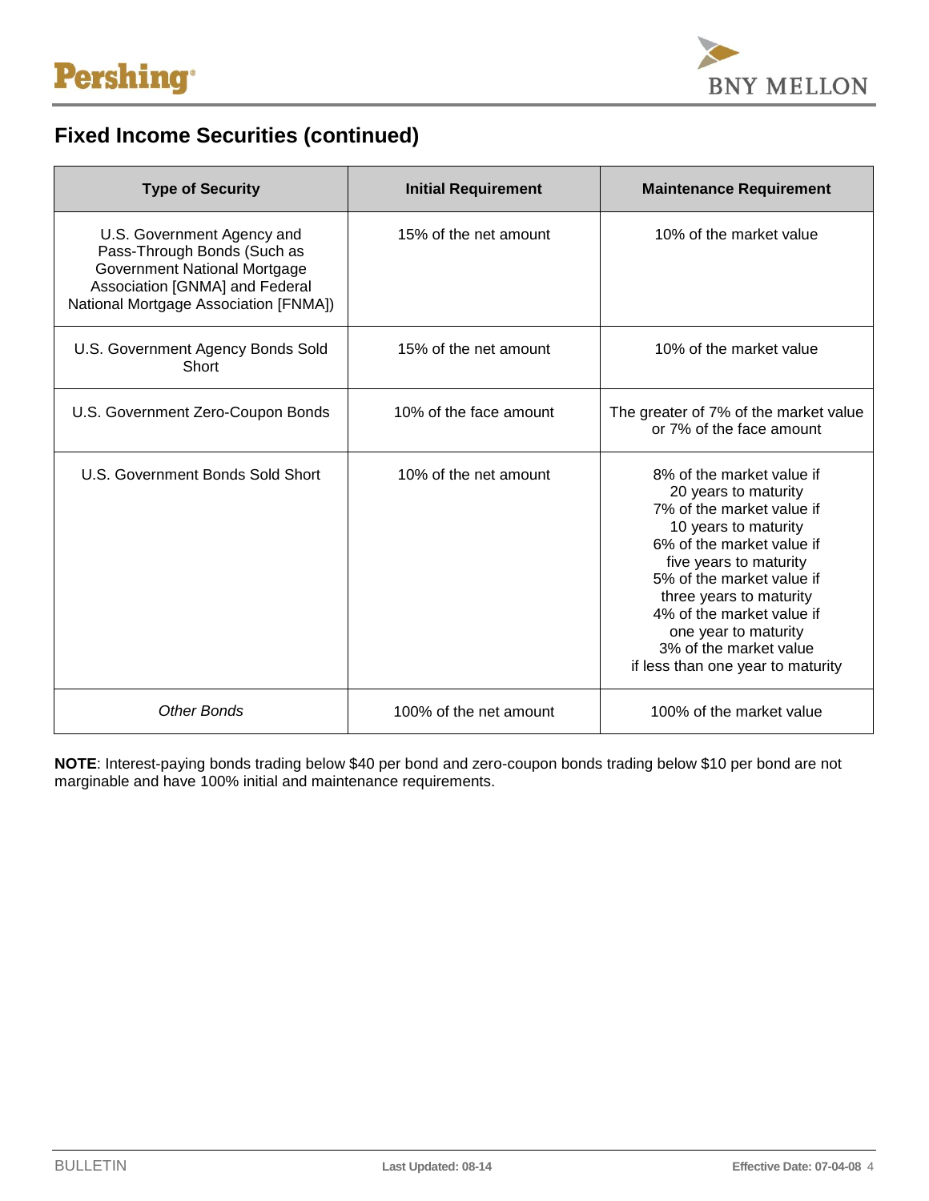## Fixed Income Securities (continued)

| Type of Security | Initial Requirement | Maintenance Requirement |
|---|---|---|
| U.S. Government Agency and Pass-Through Bonds (Such as Government National Mortgage Association [GNMA] and Federal National Mortgage Association [FNMA]) | 15% of the net amount | 10% of the market value |
| U.S. Government Agency Bonds Sold Short | 15% of the net amount | 10% of the market value |
| U.S. Government Zero-Coupon Bonds | 10% of the face amount | The greater of 7% of the market value or 7% of the face amount |
| U.S. Government Bonds Sold Short | 10% of the net amount | 8% of the market value if 20 years to maturity<br>7% of the market value if 10 years to maturity<br>6% of the market value if five years to maturity<br>5% of the market value if three years to maturity<br>4% of the market value if one year to maturity<br>3% of the market value if less than one year to maturity |
| *Other Bonds* | 100% of the net amount | 100% of the market value |

**NOTE**: Interest-paying bonds trading below $40 per bond and zero-coupon bonds trading below $10 per bond are not marginable and have 100% initial and maintenance requirements.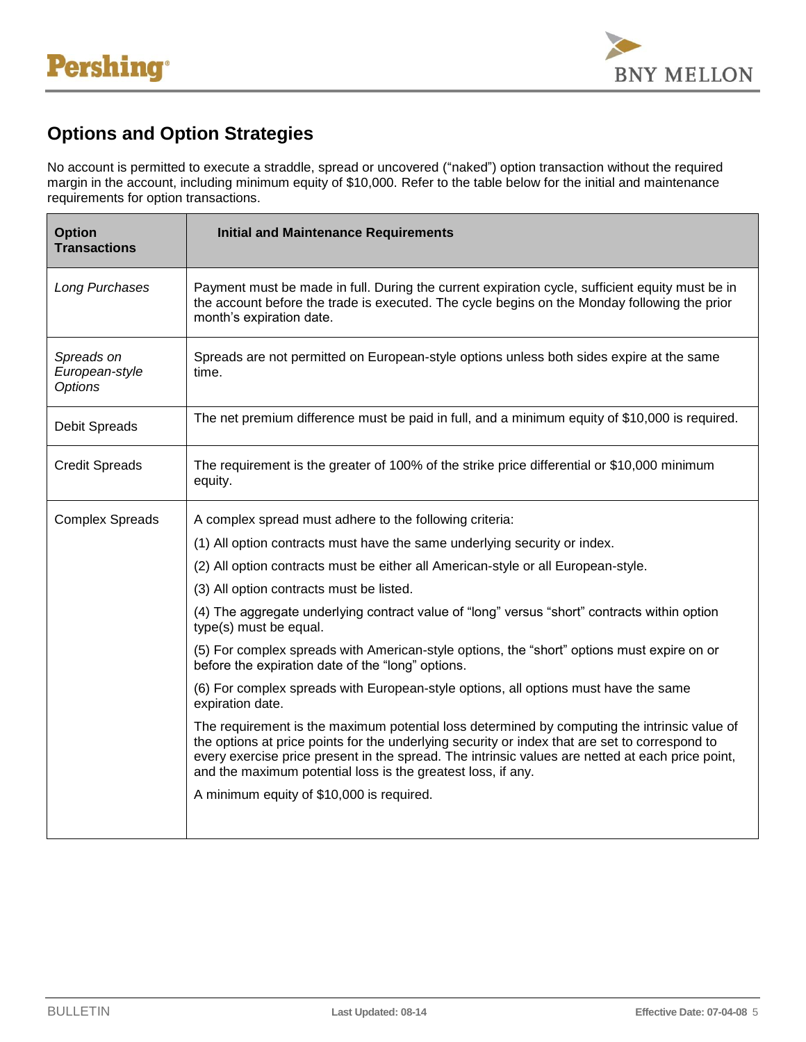## Options and Option Strategies

No account is permitted to execute a straddle, spread or uncovered ("naked") option transaction without the required margin in the account, including minimum equity of $10,000. Refer to the table below for the initial and maintenance requirements for option transactions.

| Option Transactions | Initial and Maintenance Requirements |
|---|---|
| *Long Purchases* | Payment must be made in full. During the current expiration cycle, sufficient equity must be in the account before the trade is executed. The cycle begins on the Monday following the prior month's expiration date. |
| *Spreads on European-style Options* | Spreads are not permitted on European-style options unless both sides expire at the same time. |
| Debit Spreads | The net premium difference must be paid in full, and a minimum equity of $10,000 is required. |
| Credit Spreads | The requirement is the greater of 100% of the strike price differential or $10,000 minimum equity. |
| Complex Spreads | A complex spread must adhere to the following criteria:<br>(1) All option contracts must have the same underlying security or index.<br>(2) All option contracts must be either all American-style or all European-style.<br>(3) All option contracts must be listed.<br>(4) The aggregate underlying contract value of "long" versus "short" contracts within option type(s) must be equal.<br>(5) For complex spreads with American-style options, the "short" options must expire on or before the expiration date of the "long" options.<br>(6) For complex spreads with European-style options, all options must have the same expiration date.<br>The requirement is the maximum potential loss determined by computing the intrinsic value of the options at price points for the underlying security or index that are set to correspond to every exercise price present in the spread. The intrinsic values are netted at each price point, and the maximum potential loss is the greatest loss, if any.<br>A minimum equity of $10,000 is required. |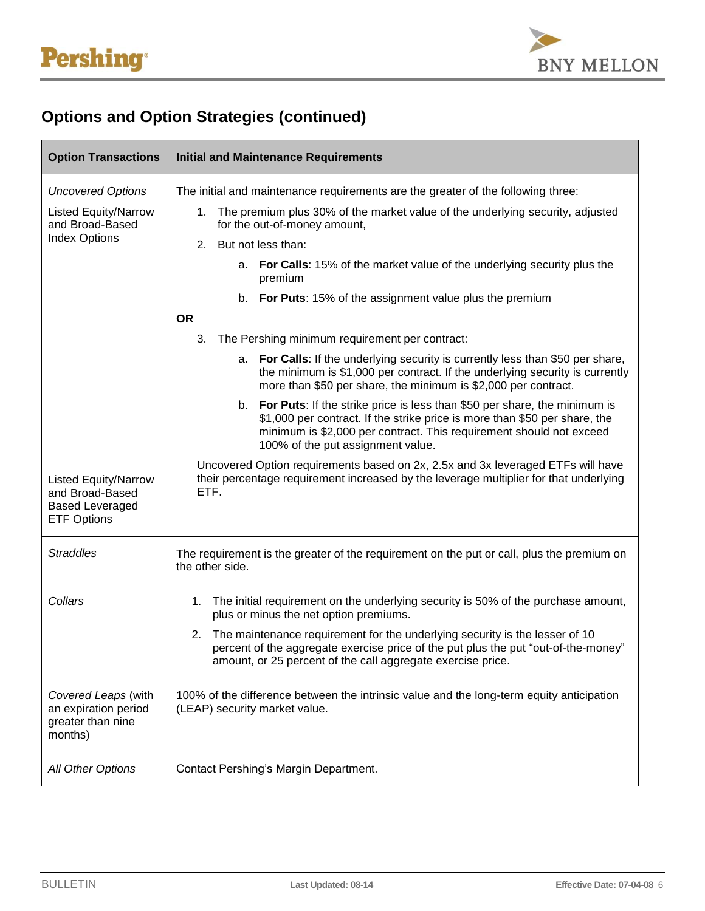## Options and Option Strategies (continued)

| Option Transactions | Initial and Maintenance Requirements |
|---|---|
| *Uncovered Options*<br>Listed Equity/Narrow and Broad-Based Index Options<br><br>Listed Equity/Narrow and Broad-Based Based Leveraged ETF Options | The initial and maintenance requirements are the greater of the following three:<br>1. The premium plus 30% of the market value of the underlying security, adjusted for the out-of-money amount,<br>2. But not less than:<br>a. **For Calls**: 15% of the market value of the underlying security plus the premium<br>b. **For Puts**: 15% of the assignment value plus the premium<br>**OR**<br>3. The Pershing minimum requirement per contract:<br>a. **For Calls**: If the underlying security is currently less than $50 per share, the minimum is $1,000 per contract. If the underlying security is currently more than $50 per share, the minimum is $2,000 per contract.<br>b. **For Puts**: If the strike price is less than $50 per share, the minimum is $1,000 per contract. If the strike price is more than $50 per share, the minimum is $2,000 per contract. This requirement should not exceed 100% of the put assignment value.<br>Uncovered Option requirements based on 2x, 2.5x and 3x leveraged ETFs will have their percentage requirement increased by the leverage multiplier for that underlying ETF. |
| *Straddles* | The requirement is the greater of the requirement on the put or call, plus the premium on the other side. |
| *Collars* | 1. The initial requirement on the underlying security is 50% of the purchase amount, plus or minus the net option premiums.<br>2. The maintenance requirement for the underlying security is the lesser of 10 percent of the aggregate exercise price of the put plus the put "out-of-the-money" amount, or 25 percent of the call aggregate exercise price. |
| *Covered Leaps* (with an expiration period greater than nine months) | 100% of the difference between the intrinsic value and the long-term equity anticipation (LEAP) security market value. |
| *All Other Options* | Contact Pershing's Margin Department. |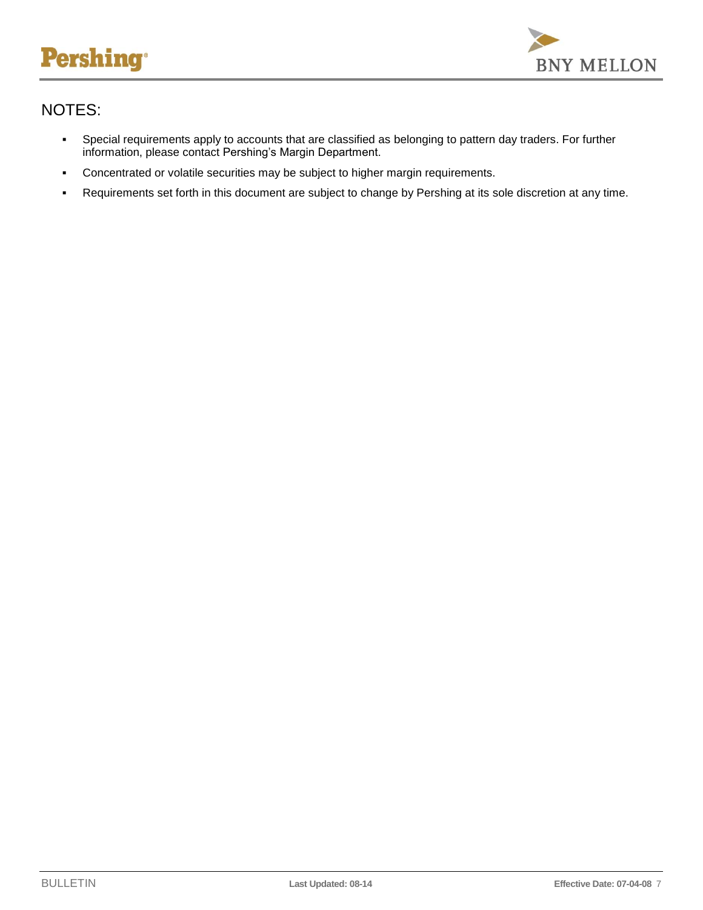## NOTES:

- Special requirements apply to accounts that are classified as belonging to pattern day traders. For further information, please contact Pershing's Margin Department.
- Concentrated or volatile securities may be subject to higher margin requirements.
- Requirements set forth in this document are subject to change by Pershing at its sole discretion at any time.